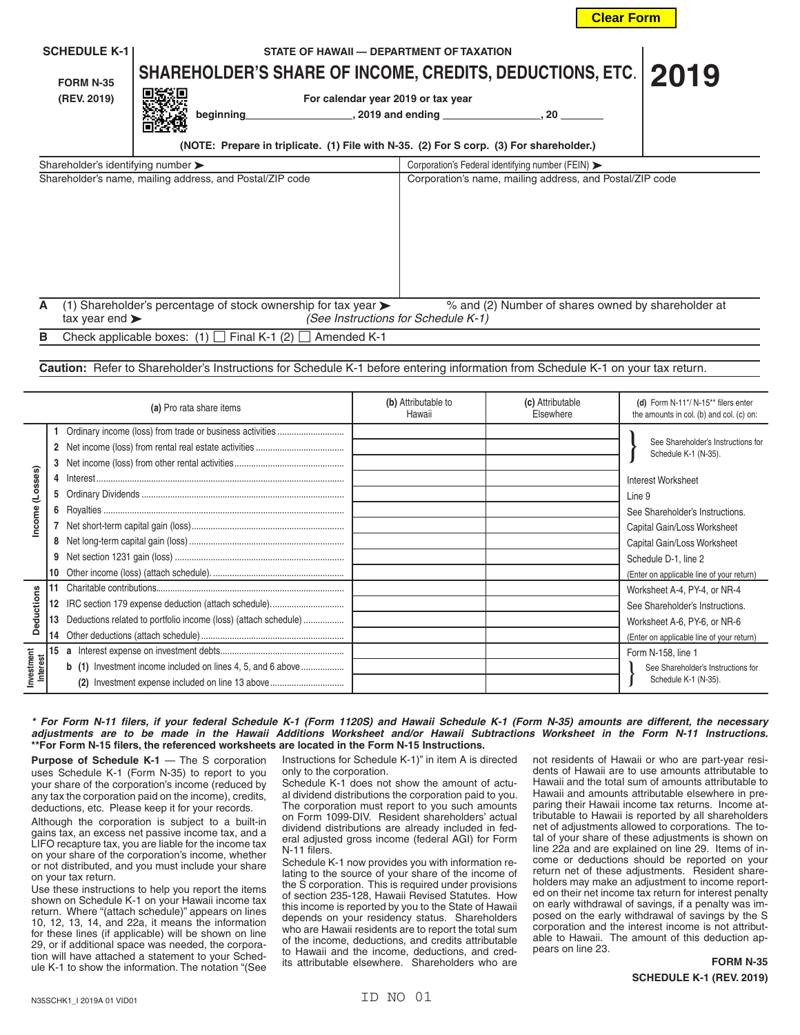Clear Form

**SCHEDULE K-1**

**FORM N-35**
**(REV. 2019)**

**STATE OF HAWAII — DEPARTMENT OF TAXATION**

# SHAREHOLDER'S SHARE OF INCOME, CREDITS, DEDUCTIONS, ETC.

# 2019

**For calendar year 2019 or tax year**

**beginning__________________, 2019 and ending ________________, 20 ________**

**(NOTE: Prepare in triplicate. (1) File with N-35. (2) For S corp. (3) For shareholder.)**

| Shareholder's identifying number ➤ | Corporation's Federal identifying number (FEIN) ➤ |
|---|---|
| Shareholder's name, mailing address, and Postal/ZIP code | Corporation's name, mailing address, and Postal/ZIP code |

**A** (1) Shareholder's percentage of stock ownership for tax year ➤ % and (2) Number of shares owned by shareholder at tax year end ➤ *(See Instructions for Schedule K-1)*

**B** Check applicable boxes: (1) ☐ Final K-1 (2) ☐ Amended K-1

**Caution:** Refer to Shareholder's Instructions for Schedule K-1 before entering information from Schedule K-1 on your tax return.

| | (a) Pro rata share items | (b) Attributable to Hawaii | (c) Attributable Elsewhere | (d) Form N-11*/ N-15** filers enter the amounts in col. (b) and col. (c) on: |
|---|---|---|---|---|
| Income (Losses) | 1 Ordinary income (loss) from trade or business activities | | | See Shareholder's Instructions for Schedule K-1 (N-35). |
| | 2 Net income (loss) from rental real estate activities | | | |
| | 3 Net income (loss) from other rental activities | | | |
| | 4 Interest | | | Interest Worksheet |
| | 5 Ordinary Dividends | | | Line 9 |
| | 6 Royalties | | | See Shareholder's Instructions. |
| | 7 Net short-term capital gain (loss) | | | Capital Gain/Loss Worksheet |
| | 8 Net long-term capital gain (loss) | | | Capital Gain/Loss Worksheet |
| | 9 Net section 1231 gain (loss) | | | Schedule D-1, line 2 |
| | 10 Other income (loss) (attach schedule). | | | (Enter on applicable line of your return) |
| Deductions | 11 Charitable contributions | | | Worksheet A-4, PY-4, or NR-4 |
| | 12 IRC section 179 expense deduction (attach schedule) | | | See Shareholder's Instructions. |
| | 13 Deductions related to portfolio income (loss) (attach schedule) | | | Worksheet A-6, PY-6, or NR-6 |
| | 14 Other deductions (attach schedule) | | | (Enter on applicable line of your return) |
| Investment Interest | 15 a Interest expense on investment debts | | | Form N-158, line 1 |
| | b (1) Investment income included on lines 4, 5, and 6 above | | | See Shareholder's Instructions for Schedule K-1 (N-35). |
| | (2) Investment expense included on line 13 above | | | |

***\* For Form N-11 filers, if your federal Schedule K-1 (Form 1120S) and Hawaii Schedule K-1 (Form N-35) amounts are different, the necessary adjustments are to be made in the Hawaii Additions Worksheet and/or Hawaii Subtractions Worksheet in the Form N-11 Instructions.***
**\*\*For Form N-15 filers, the referenced worksheets are located in the Form N-15 Instructions.**

**Purpose of Schedule K-1** — The S corporation uses Schedule K-1 (Form N-35) to report to you your share of the corporation's income (reduced by any tax the corporation paid on the income), credits, deductions, etc. Please keep it for your records.

Although the corporation is subject to a built-in gains tax, an excess net passive income tax, and a LIFO recapture tax, you are liable for the income tax on your share of the corporation's income, whether or not distributed, and you must include your share on your tax return.

Use these instructions to help you report the items shown on Schedule K-1 on your Hawaii income tax return. Where "(attach schedule)" appears on lines 10, 12, 13, 14, and 22a, it means the information for these lines (if applicable) will be shown on line 29, or if additional space was needed, the corporation will have attached a statement to your Schedule K-1 to show the information. The notation "(See Instructions for Schedule K-1)" in item A is directed only to the corporation.

Schedule K-1 does not show the amount of actual dividend distributions the corporation paid to you. The corporation must report to you such amounts on Form 1099-DIV. Resident shareholders' actual dividend distributions are already included in federal adjusted gross income (federal AGI) for Form N-11 filers.

Schedule K-1 now provides you with information relating to the source of your share of the income of the S corporation. This is required under provisions of section 235-128, Hawaii Revised Statutes. How this income is reported by you to the State of Hawaii depends on your residency status. Shareholders who are Hawaii residents are to report the total sum of the income, deductions, and credits attributable to Hawaii and the income, deductions, and credits attributable elsewhere. Shareholders who are not residents of Hawaii or who are part-year residents of Hawaii are to use amounts attributable to Hawaii and the total sum of amounts attributable to Hawaii and amounts attributable elsewhere in preparing their Hawaii income tax returns. Income attributable to Hawaii is reported by all shareholders net of adjustments allowed to corporations. The total of your share of these adjustments is shown on line 22a and are explained on line 29. Items of income or deductions should be reported on your return net of these adjustments. Resident shareholders may make an adjustment to income reported on their net income tax return for interest penalty on early withdrawal of savings, if a penalty was imposed on the early withdrawal of savings by the S corporation and the interest income is not attributable to Hawaii. The amount of this deduction appears on line 23.

**FORM N-35**
**SCHEDULE K-1 (REV. 2019)**

N35SCHK1_I 2019A 01 VID01

ID NO 01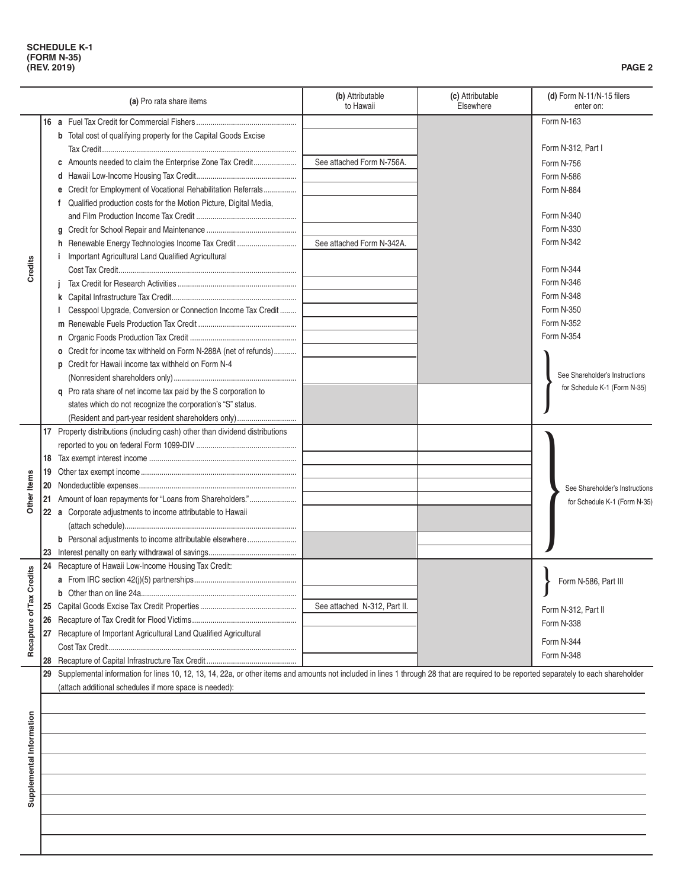**SCHEDULE K-1**
**(FORM N-35)**
**(REV. 2019)**

| | (a) Pro rata share items | (b) Attributable to Hawaii | (c) Attributable Elsewhere | (d) Form N-11/N-15 filers enter on: |
|---|---|---|---|---|
| Credits | 16 a Fuel Tax Credit for Commercial Fishers | | | Form N-163 |
| | b Total cost of qualifying property for the Capital Goods Excise Tax Credit | | | Form N-312, Part I |
| | c Amounts needed to claim the Enterprise Zone Tax Credit | See attached Form N-756A. | | Form N-756 |
| | d Hawaii Low-Income Housing Tax Credit | | | Form N-586 |
| | e Credit for Employment of Vocational Rehabilitation Referrals | | | Form N-884 |
| | f Qualified production costs for the Motion Picture, Digital Media, and Film Production Income Tax Credit | | | Form N-340 |
| | g Credit for School Repair and Maintenance | | | Form N-330 |
| | h Renewable Energy Technologies Income Tax Credit | See attached Form N-342A. | | Form N-342 |
| | i Important Agricultural Land Qualified Agricultural Cost Tax Credit | | | Form N-344 |
| | j Tax Credit for Research Activities | | | Form N-346 |
| | k Capital Infrastructure Tax Credit | | | Form N-348 |
| | l Cesspool Upgrade, Conversion or Connection Income Tax Credit | | | Form N-350 |
| | m Renewable Fuels Production Tax Credit | | | Form N-352 |
| | n Organic Foods Production Tax Credit | | | Form N-354 |
| | o Credit for income tax withheld on Form N-288A (net of refunds) | | | See Shareholder's Instructions for Schedule K-1 (Form N-35) |
| | p Credit for Hawaii income tax withheld on Form N-4 (Nonresident shareholders only) | | | |
| | q Pro rata share of net income tax paid by the S corporation to states which do not recognize the corporation's "S" status. (Resident and part-year resident shareholders only) | | | |
| Other Items | 17 Property distributions (including cash) other than dividend distributions reported to you on federal Form 1099-DIV | | | See Shareholder's Instructions for Schedule K-1 (Form N-35) |
| | 18 Tax exempt interest income | | | |
| | 19 Other tax exempt income | | | |
| | 20 Nondeductible expenses | | | |
| | 21 Amount of loan repayments for "Loans from Shareholders." | | | |
| | 22 a Corporate adjustments to income attributable to Hawaii (attach schedule) | | | |
| | b Personal adjustments to income attributable elsewhere | | | |
| | 23 Interest penalty on early withdrawal of savings | | | |
| Recapture of Tax Credits | 24 Recapture of Hawaii Low-Income Housing Tax Credit: | | | |
| | a From IRC section 42(j)(5) partnerships | | | Form N-586, Part III |
| | b Other than on line 24a | | | |
| | 25 Capital Goods Excise Tax Credit Properties | See attached N-312, Part II. | | Form N-312, Part II |
| | 26 Recapture of Tax Credit for Flood Victims | | | Form N-338 |
| | 27 Recapture of Important Agricultural Land Qualified Agricultural Cost Tax Credit | | | Form N-344 |
| | 28 Recapture of Capital Infrastructure Tax Credit | | | Form N-348 |

**Supplemental Information**

29 Supplemental information for lines 10, 12, 13, 14, 22a, or other items and amounts not included in lines 1 through 28 that are required to be reported separately to each shareholder (attach additional schedules if more space is needed):